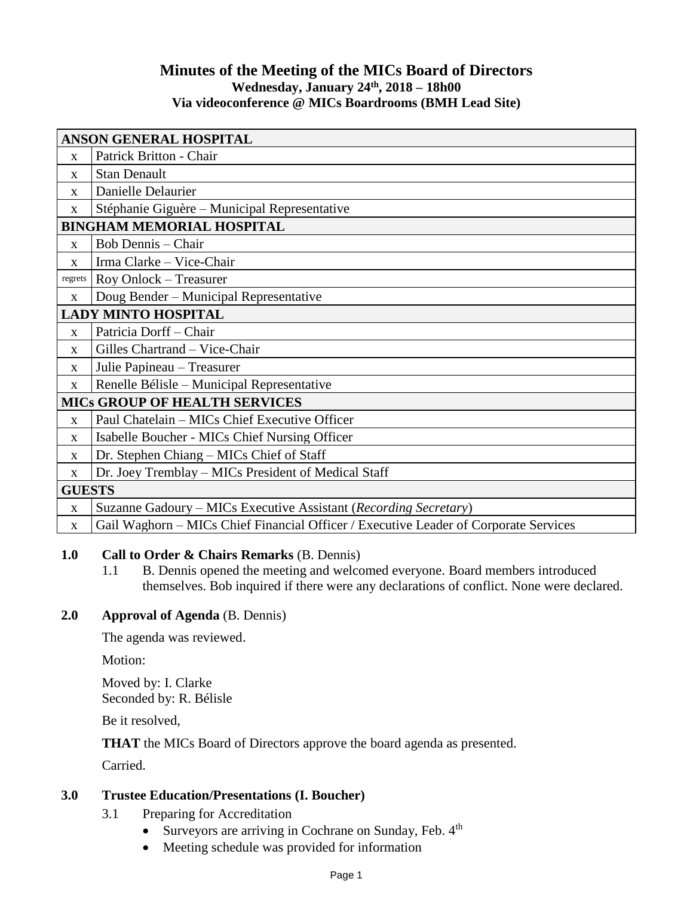# Minutes of the Meeting of the MICs Board of Directors

**Wednesday, January 24th, 2018 – 18h00**
**Via videoconference @ MICs Boardrooms (BMH Lead Site)**

| ANSON GENERAL HOSPITAL | |
|---|---|
| x | Patrick Britton - Chair |
| x | Stan Denault |
| x | Danielle Delaurier |
| x | Stéphanie Giguère – Municipal Representative |
| **BINGHAM MEMORIAL HOSPITAL** | |
| x | Bob Dennis – Chair |
| x | Irma Clarke – Vice-Chair |
| regrets | Roy Onlock – Treasurer |
| x | Doug Bender – Municipal Representative |
| **LADY MINTO HOSPITAL** | |
| x | Patricia Dorff – Chair |
| x | Gilles Chartrand – Vice-Chair |
| x | Julie Papineau – Treasurer |
| x | Renelle Bélisle – Municipal Representative |
| **MICs GROUP OF HEALTH SERVICES** | |
| x | Paul Chatelain – MICs Chief Executive Officer |
| x | Isabelle Boucher - MICs Chief Nursing Officer |
| x | Dr. Stephen Chiang – MICs Chief of Staff |
| x | Dr. Joey Tremblay – MICs President of Medical Staff |
| **GUESTS** | |
| x | Suzanne Gadoury – MICs Executive Assistant (*Recording Secretary*) |
| x | Gail Waghorn – MICs Chief Financial Officer / Executive Leader of Corporate Services |

**1.0 Call to Order & Chairs Remarks** (B. Dennis)

1.1 B. Dennis opened the meeting and welcomed everyone. Board members introduced themselves. Bob inquired if there were any declarations of conflict. None were declared.

**2.0 Approval of Agenda** (B. Dennis)

The agenda was reviewed.

Motion:

Moved by: I. Clarke
Seconded by: R. Bélisle

Be it resolved,

**THAT** the MICs Board of Directors approve the board agenda as presented.

Carried.

**3.0 Trustee Education/Presentations (I. Boucher)**

3.1 Preparing for Accreditation

- Surveyors are arriving in Cochrane on Sunday, Feb. 4th
- Meeting schedule was provided for information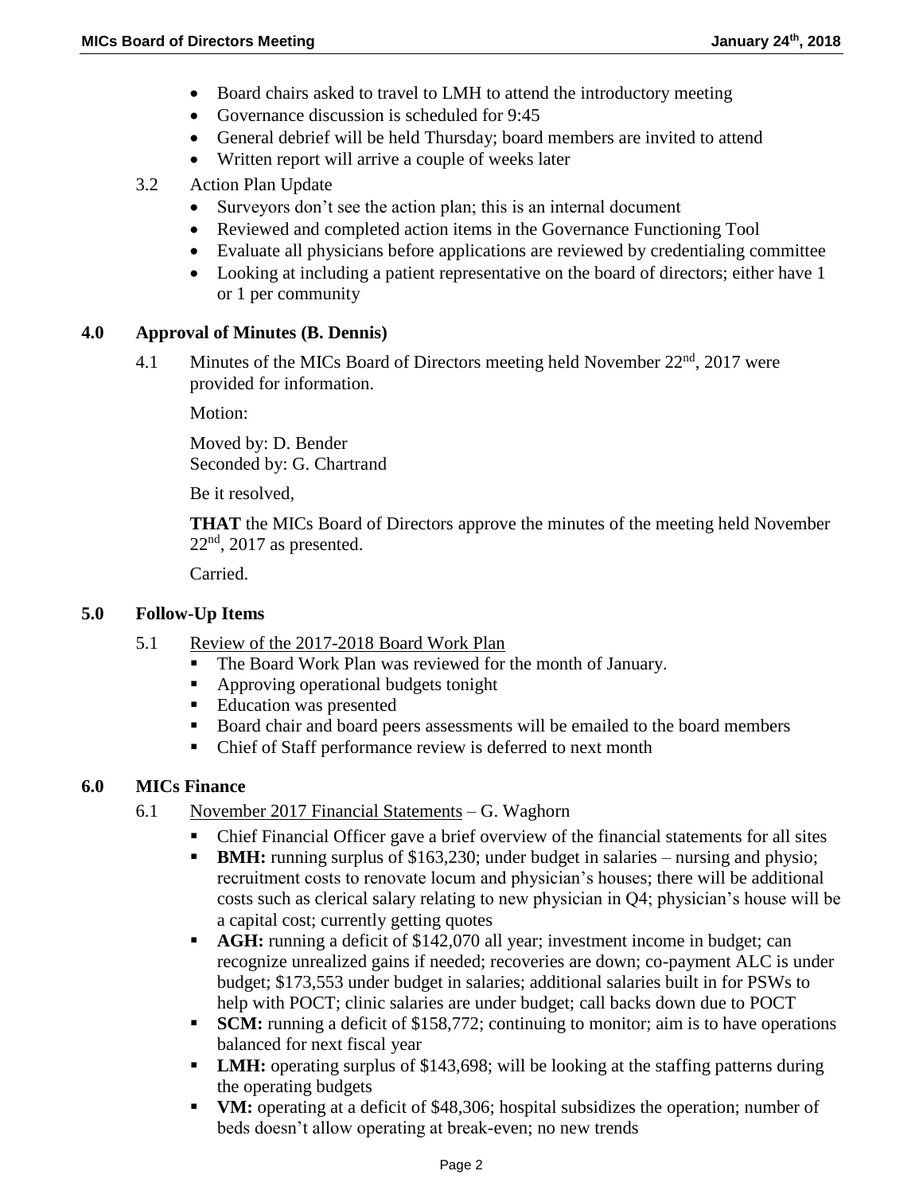- Board chairs asked to travel to LMH to attend the introductory meeting
- Governance discussion is scheduled for 9:45
- General debrief will be held Thursday; board members are invited to attend
- Written report will arrive a couple of weeks later

3.2 Action Plan Update

- Surveyors don't see the action plan; this is an internal document
- Reviewed and completed action items in the Governance Functioning Tool
- Evaluate all physicians before applications are reviewed by credentialing committee
- Looking at including a patient representative on the board of directors; either have 1 or 1 per community

## 4.0 Approval of Minutes (B. Dennis)

4.1 Minutes of the MICs Board of Directors meeting held November 22nd, 2017 were provided for information.

Motion:

Moved by: D. Bender
Seconded by: G. Chartrand

Be it resolved,

**THAT** the MICs Board of Directors approve the minutes of the meeting held November 22nd, 2017 as presented.

Carried.

## 5.0 Follow-Up Items

5.1 Review of the 2017-2018 Board Work Plan

- The Board Work Plan was reviewed for the month of January.
- Approving operational budgets tonight
- Education was presented
- Board chair and board peers assessments will be emailed to the board members
- Chief of Staff performance review is deferred to next month

## 6.0 MICs Finance

6.1 November 2017 Financial Statements – G. Waghorn

- Chief Financial Officer gave a brief overview of the financial statements for all sites
- **BMH:** running surplus of $163,230; under budget in salaries – nursing and physio; recruitment costs to renovate locum and physician's houses; there will be additional costs such as clerical salary relating to new physician in Q4; physician's house will be a capital cost; currently getting quotes
- **AGH:** running a deficit of $142,070 all year; investment income in budget; can recognize unrealized gains if needed; recoveries are down; co-payment ALC is under budget; $173,553 under budget in salaries; additional salaries built in for PSWs to help with POCT; clinic salaries are under budget; call backs down due to POCT
- **SCM:** running a deficit of $158,772; continuing to monitor; aim is to have operations balanced for next fiscal year
- **LMH:** operating surplus of $143,698; will be looking at the staffing patterns during the operating budgets
- **VM:** operating at a deficit of $48,306; hospital subsidizes the operation; number of beds doesn't allow operating at break-even; no new trends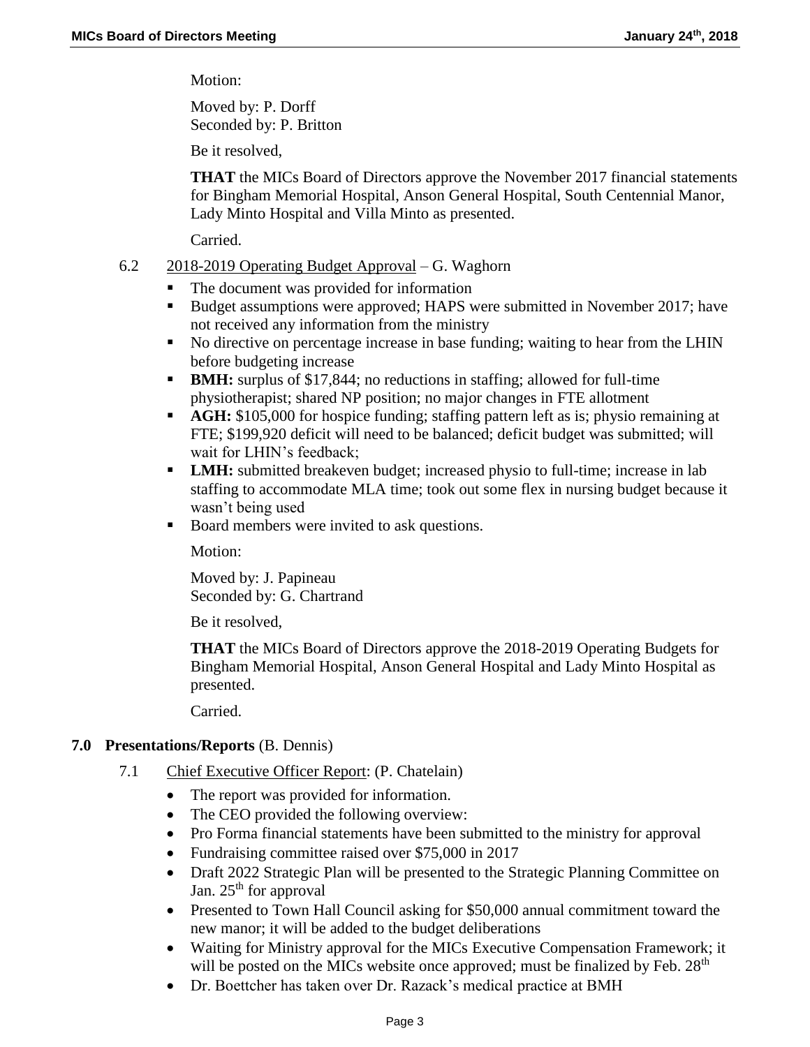Motion:

Moved by: P. Dorff
Seconded by: P. Britton

Be it resolved,

**THAT** the MICs Board of Directors approve the November 2017 financial statements for Bingham Memorial Hospital, Anson General Hospital, South Centennial Manor, Lady Minto Hospital and Villa Minto as presented.

Carried.

6.2 2018-2019 Operating Budget Approval – G. Waghorn

- The document was provided for information
- Budget assumptions were approved; HAPS were submitted in November 2017; have not received any information from the ministry
- No directive on percentage increase in base funding; waiting to hear from the LHIN before budgeting increase
- **BMH:** surplus of $17,844; no reductions in staffing; allowed for full-time physiotherapist; shared NP position; no major changes in FTE allotment
- **AGH:** $105,000 for hospice funding; staffing pattern left as is; physio remaining at FTE; $199,920 deficit will need to be balanced; deficit budget was submitted; will wait for LHIN's feedback;
- **LMH:** submitted breakeven budget; increased physio to full-time; increase in lab staffing to accommodate MLA time; took out some flex in nursing budget because it wasn't being used
- Board members were invited to ask questions.

Motion:

Moved by: J. Papineau
Seconded by: G. Chartrand

Be it resolved,

**THAT** the MICs Board of Directors approve the 2018-2019 Operating Budgets for Bingham Memorial Hospital, Anson General Hospital and Lady Minto Hospital as presented.

Carried.

## 7.0 Presentations/Reports (B. Dennis)

7.1 Chief Executive Officer Report: (P. Chatelain)

- The report was provided for information.
- The CEO provided the following overview:
- Pro Forma financial statements have been submitted to the ministry for approval
- Fundraising committee raised over $75,000 in 2017
- Draft 2022 Strategic Plan will be presented to the Strategic Planning Committee on Jan. 25th for approval
- Presented to Town Hall Council asking for $50,000 annual commitment toward the new manor; it will be added to the budget deliberations
- Waiting for Ministry approval for the MICs Executive Compensation Framework; it will be posted on the MICs website once approved; must be finalized by Feb. 28th
- Dr. Boettcher has taken over Dr. Razack's medical practice at BMH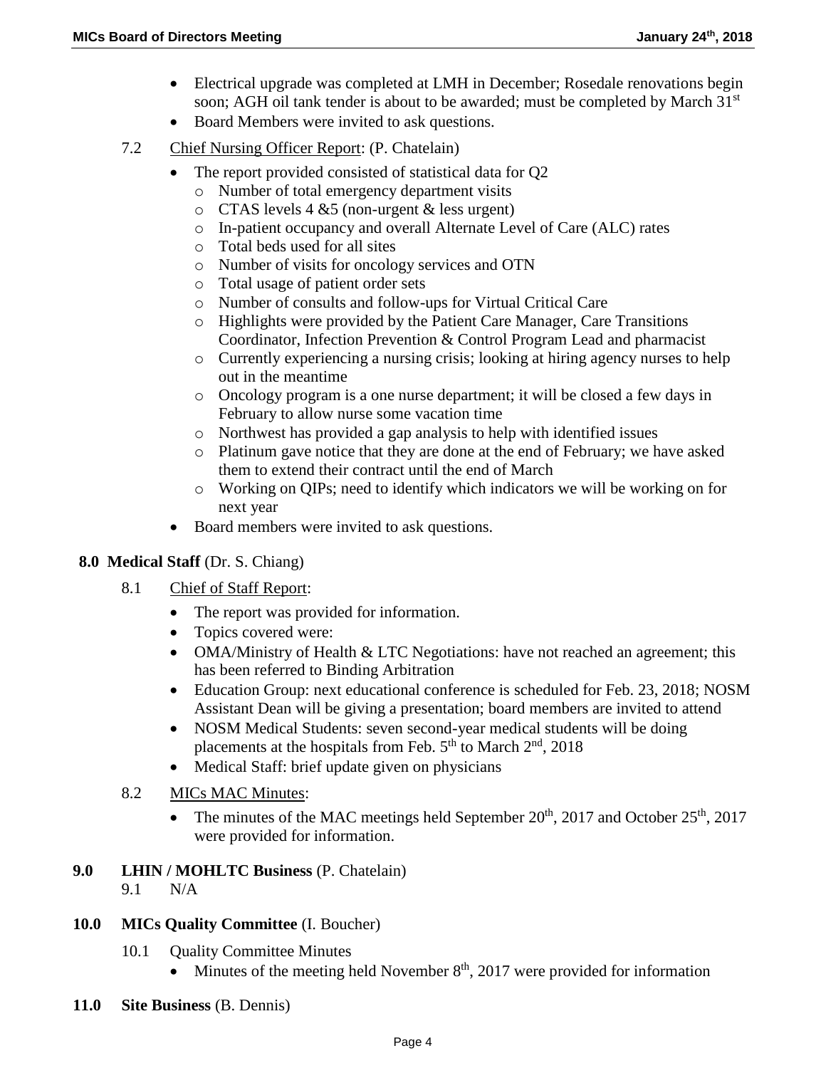- Electrical upgrade was completed at LMH in December; Rosedale renovations begin soon; AGH oil tank tender is about to be awarded; must be completed by March 31st
- Board Members were invited to ask questions.

7.2 Chief Nursing Officer Report: (P. Chatelain)

- The report provided consisted of statistical data for Q2
  - Number of total emergency department visits
  - CTAS levels 4 &5 (non-urgent & less urgent)
  - In-patient occupancy and overall Alternate Level of Care (ALC) rates
  - Total beds used for all sites
  - Number of visits for oncology services and OTN
  - Total usage of patient order sets
  - Number of consults and follow-ups for Virtual Critical Care
  - Highlights were provided by the Patient Care Manager, Care Transitions Coordinator, Infection Prevention & Control Program Lead and pharmacist
  - Currently experiencing a nursing crisis; looking at hiring agency nurses to help out in the meantime
  - Oncology program is a one nurse department; it will be closed a few days in February to allow nurse some vacation time
  - Northwest has provided a gap analysis to help with identified issues
  - Platinum gave notice that they are done at the end of February; we have asked them to extend their contract until the end of March
  - Working on QIPs; need to identify which indicators we will be working on for next year
- Board members were invited to ask questions.

**8.0 Medical Staff** (Dr. S. Chiang)

8.1 Chief of Staff Report:

- The report was provided for information.
- Topics covered were:
- OMA/Ministry of Health & LTC Negotiations: have not reached an agreement; this has been referred to Binding Arbitration
- Education Group: next educational conference is scheduled for Feb. 23, 2018; NOSM Assistant Dean will be giving a presentation; board members are invited to attend
- NOSM Medical Students: seven second-year medical students will be doing placements at the hospitals from Feb. 5th to March 2nd, 2018
- Medical Staff: brief update given on physicians

8.2 MICs MAC Minutes:

- The minutes of the MAC meetings held September 20th, 2017 and October 25th, 2017 were provided for information.

**9.0 LHIN / MOHLTC Business** (P. Chatelain)

9.1 N/A

**10.0 MICs Quality Committee** (I. Boucher)

10.1 Quality Committee Minutes

- Minutes of the meeting held November 8th, 2017 were provided for information

**11.0 Site Business** (B. Dennis)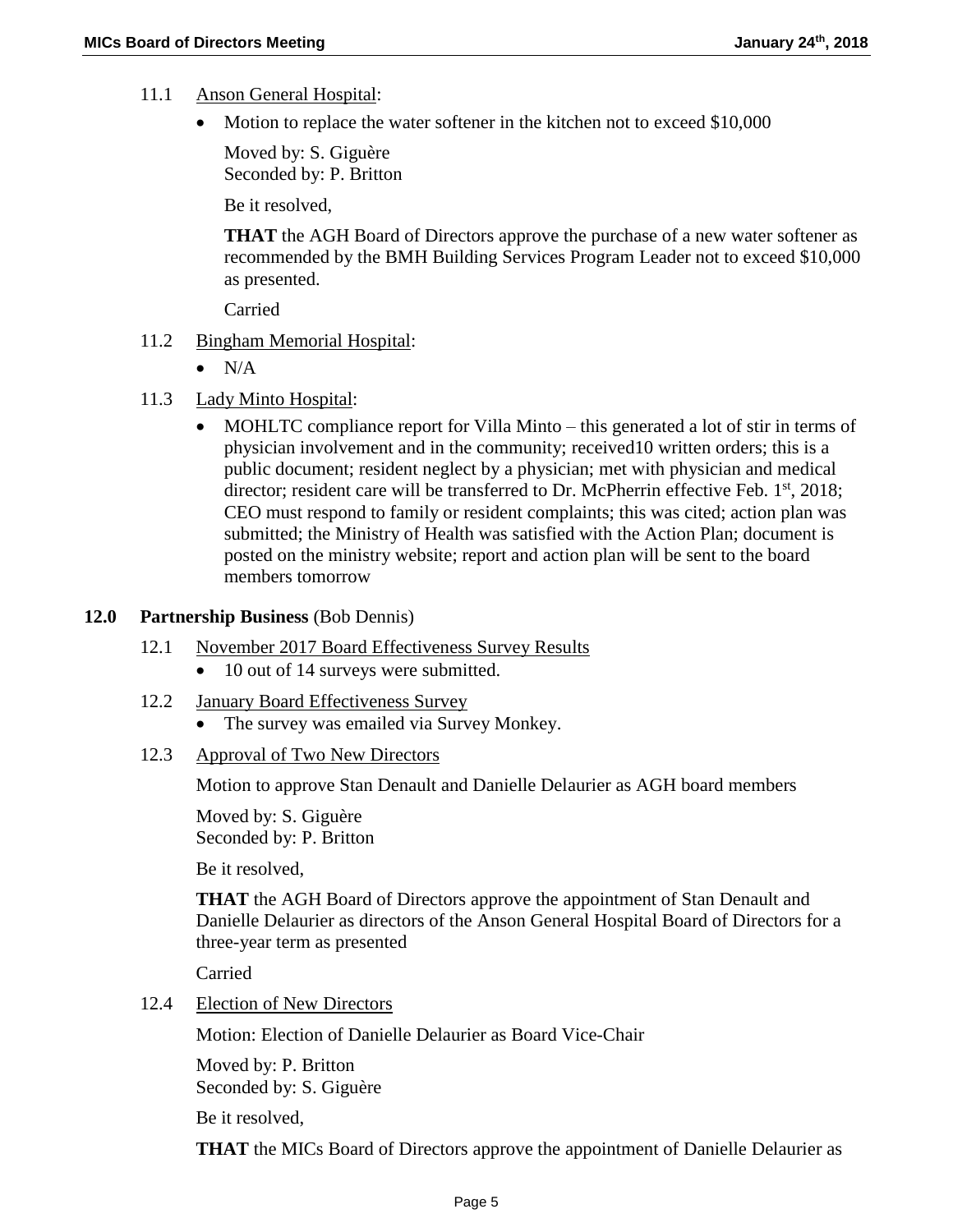11.1 Anson General Hospital:

- Motion to replace the water softener in the kitchen not to exceed $10,000

  Moved by: S. Giguère
  Seconded by: P. Britton

  Be it resolved,

  **THAT** the AGH Board of Directors approve the purchase of a new water softener as recommended by the BMH Building Services Program Leader not to exceed $10,000 as presented.

  Carried

11.2 Bingham Memorial Hospital:

- N/A

11.3 Lady Minto Hospital:

- MOHLTC compliance report for Villa Minto – this generated a lot of stir in terms of physician involvement and in the community; received10 written orders; this is a public document; resident neglect by a physician; met with physician and medical director; resident care will be transferred to Dr. McPherrin effective Feb. 1st, 2018; CEO must respond to family or resident complaints; this was cited; action plan was submitted; the Ministry of Health was satisfied with the Action Plan; document is posted on the ministry website; report and action plan will be sent to the board members tomorrow

## 12.0 Partnership Business (Bob Dennis)

12.1 November 2017 Board Effectiveness Survey Results

- 10 out of 14 surveys were submitted.

12.2 January Board Effectiveness Survey

- The survey was emailed via Survey Monkey.

12.3 Approval of Two New Directors

Motion to approve Stan Denault and Danielle Delaurier as AGH board members

Moved by: S. Giguère
Seconded by: P. Britton

Be it resolved,

**THAT** the AGH Board of Directors approve the appointment of Stan Denault and Danielle Delaurier as directors of the Anson General Hospital Board of Directors for a three-year term as presented

Carried

12.4 Election of New Directors

Motion: Election of Danielle Delaurier as Board Vice-Chair

Moved by: P. Britton
Seconded by: S. Giguère

Be it resolved,

**THAT** the MICs Board of Directors approve the appointment of Danielle Delaurier as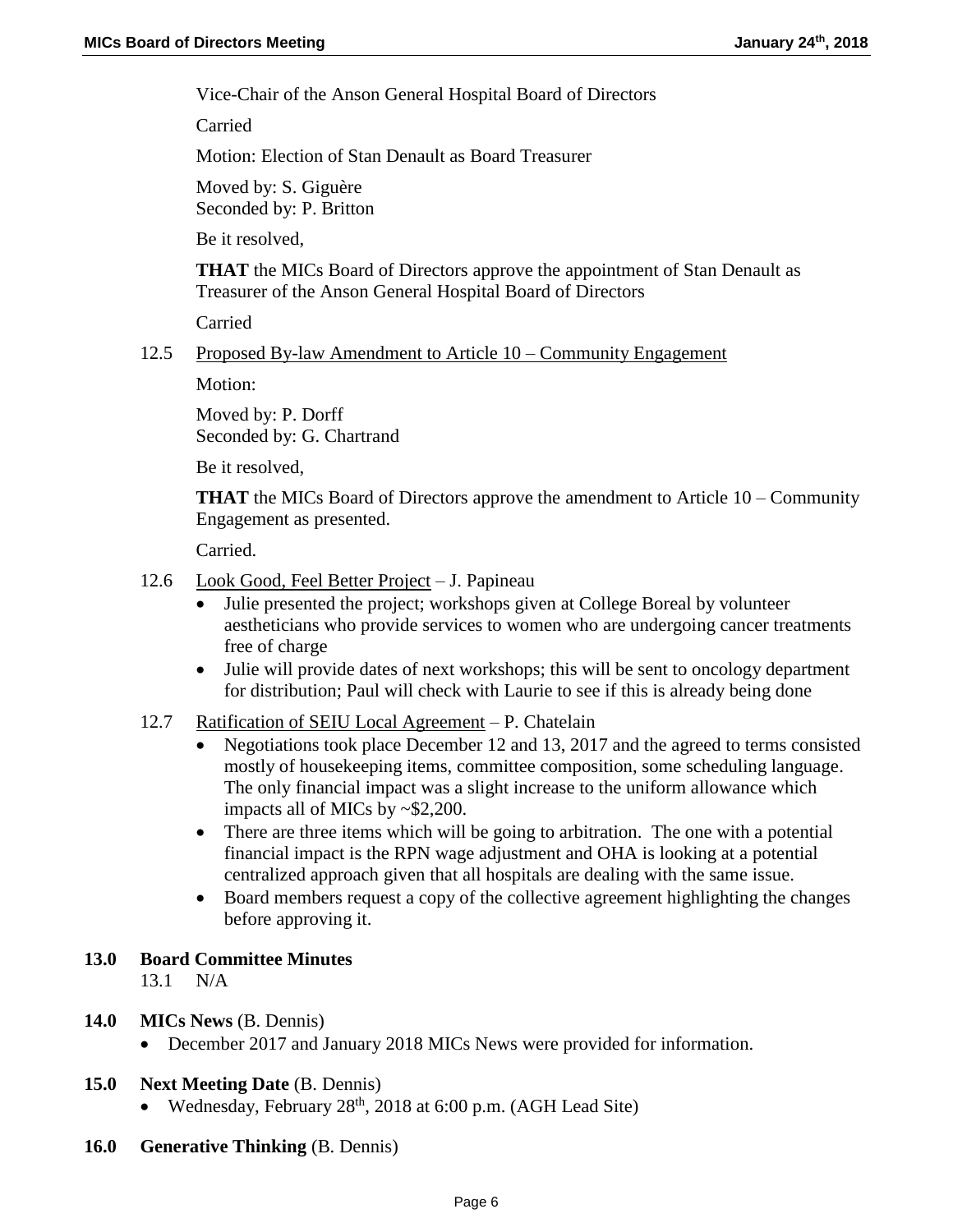Vice-Chair of the Anson General Hospital Board of Directors

Carried

Motion: Election of Stan Denault as Board Treasurer

Moved by: S. Giguère
Seconded by: P. Britton

Be it resolved,

**THAT** the MICs Board of Directors approve the appointment of Stan Denault as Treasurer of the Anson General Hospital Board of Directors

Carried

12.5 Proposed By-law Amendment to Article 10 – Community Engagement

Motion:

Moved by: P. Dorff
Seconded by: G. Chartrand

Be it resolved,

**THAT** the MICs Board of Directors approve the amendment to Article 10 – Community Engagement as presented.

Carried.

12.6 Look Good, Feel Better Project – J. Papineau

- Julie presented the project; workshops given at College Boreal by volunteer aestheticians who provide services to women who are undergoing cancer treatments free of charge
- Julie will provide dates of next workshops; this will be sent to oncology department for distribution; Paul will check with Laurie to see if this is already being done

12.7 Ratification of SEIU Local Agreement – P. Chatelain

- Negotiations took place December 12 and 13, 2017 and the agreed to terms consisted mostly of housekeeping items, committee composition, some scheduling language. The only financial impact was a slight increase to the uniform allowance which impacts all of MICs by ~$2,200.
- There are three items which will be going to arbitration. The one with a potential financial impact is the RPN wage adjustment and OHA is looking at a potential centralized approach given that all hospitals are dealing with the same issue.
- Board members request a copy of the collective agreement highlighting the changes before approving it.

## 13.0 Board Committee Minutes

13.1 N/A

## 14.0 MICs News (B. Dennis)

- December 2017 and January 2018 MICs News were provided for information.

## 15.0 Next Meeting Date (B. Dennis)

- Wednesday, February 28th, 2018 at 6:00 p.m. (AGH Lead Site)

## 16.0 Generative Thinking (B. Dennis)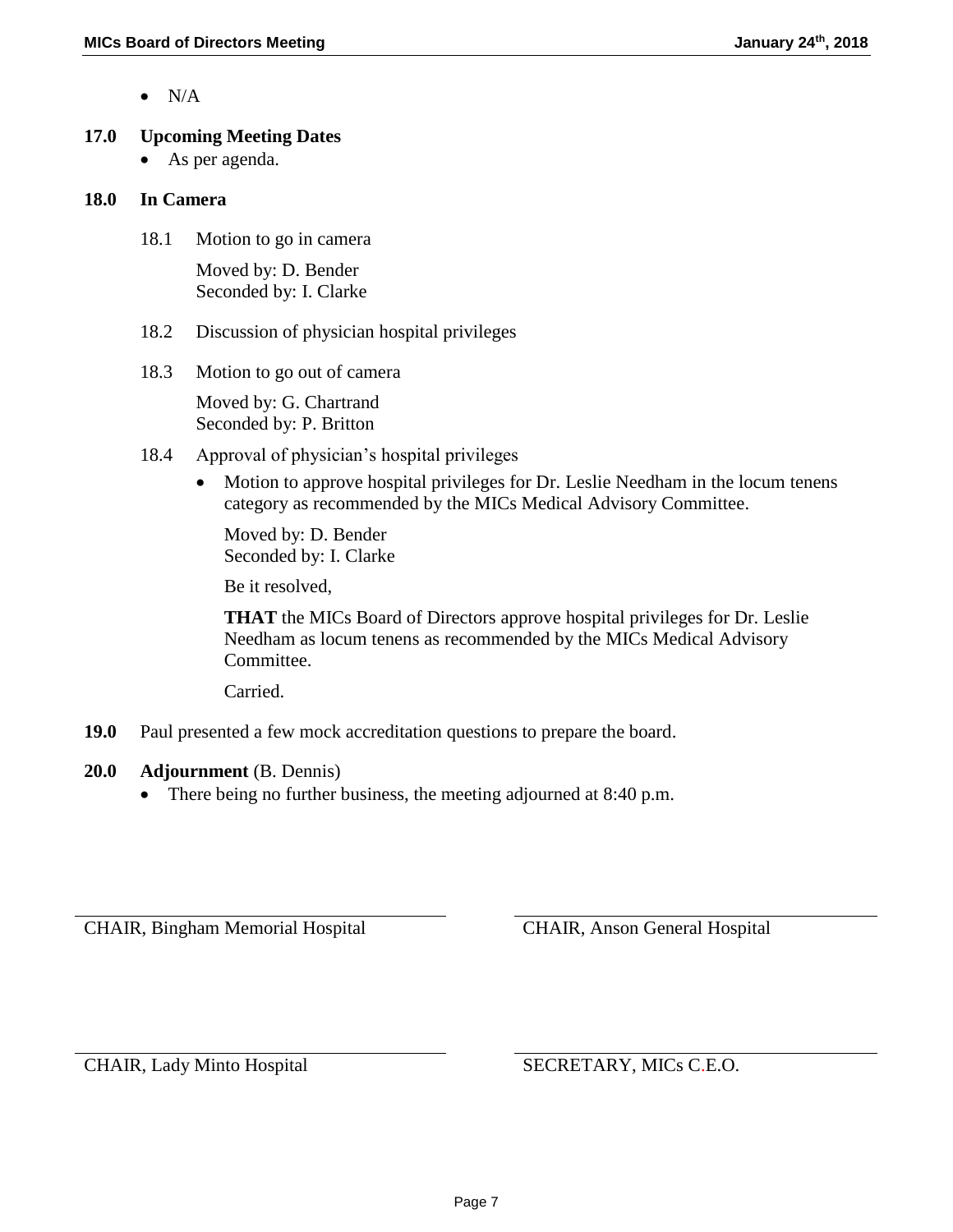- N/A

## 17.0 Upcoming Meeting Dates

- As per agenda.

## 18.0 In Camera

18.1 Motion to go in camera

Moved by: D. Bender
Seconded by: I. Clarke

18.2 Discussion of physician hospital privileges

18.3 Motion to go out of camera

Moved by: G. Chartrand
Seconded by: P. Britton

18.4 Approval of physician's hospital privileges

- Motion to approve hospital privileges for Dr. Leslie Needham in the locum tenens category as recommended by the MICs Medical Advisory Committee.

  Moved by: D. Bender
  Seconded by: I. Clarke

  Be it resolved,

  **THAT** the MICs Board of Directors approve hospital privileges for Dr. Leslie Needham as locum tenens as recommended by the MICs Medical Advisory Committee.

  Carried.

**19.0** Paul presented a few mock accreditation questions to prepare the board.

## 20.0 Adjournment (B. Dennis)

- There being no further business, the meeting adjourned at 8:40 p.m.

CHAIR, Bingham Memorial Hospital

CHAIR, Anson General Hospital

CHAIR, Lady Minto Hospital

SECRETARY, MICs C.E.O.